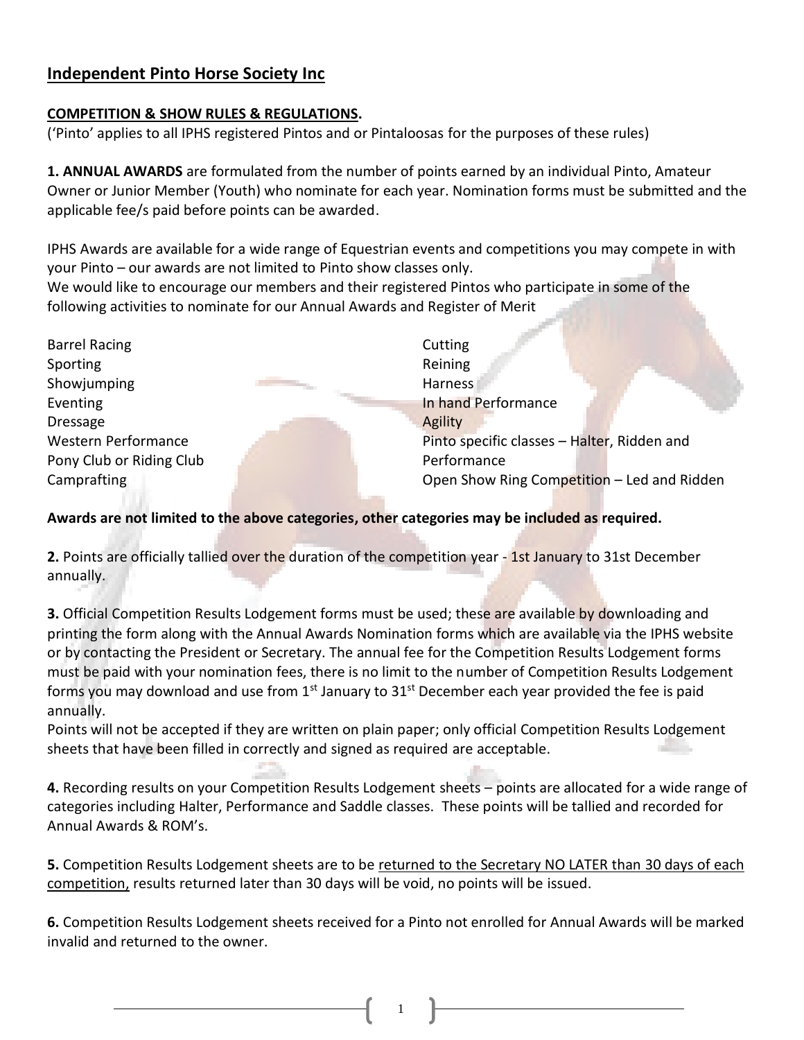# Independent Pinto Horse Society Inc

## COMPETITION & SHOW RULES & REGULATIONS.

('Pinto' applies to all IPHS registered Pintos and or Pintaloosas for the purposes of these rules)

**1. ANNUAL AWARDS** are formulated from the number of points earned by an individual Pinto, Amateur Owner or Junior Member (Youth) who nominate for each year. Nomination forms must be submitted and the applicable fee/s paid before points can be awarded.

IPHS Awards are available for a wide range of Equestrian events and competitions you may compete in with your Pinto – our awards are not limited to Pinto show classes only.
We would like to encourage our members and their registered Pintos who participate in some of the following activities to nominate for our Annual Awards and Register of Merit

- Barrel Racing
- Sporting
- Showjumping
- Eventing
- Dressage
- Western Performance
- Pony Club or Riding Club
- Campfrafting
- Cutting
- Reining
- Harness
- In hand Performance
- Agility
- Pinto specific classes – Halter, Ridden and Performance
- Open Show Ring Competition – Led and Ridden

**Awards are not limited to the above categories, other categories may be included as required.**

**2.** Points are officially tallied over the duration of the competition year - 1st January to 31st December annually.

**3.** Official Competition Results Lodgement forms must be used; these are available by downloading and printing the form along with the Annual Awards Nomination forms which are available via the IPHS website or by contacting the President or Secretary. The annual fee for the Competition Results Lodgement forms must be paid with your nomination fees, there is no limit to the number of Competition Results Lodgement forms you may download and use from 1st January to 31st December each year provided the fee is paid annually.
Points will not be accepted if they are written on plain paper; only official Competition Results Lodgement sheets that have been filled in correctly and signed as required are acceptable.

**4.** Recording results on your Competition Results Lodgement sheets – points are allocated for a wide range of categories including Halter, Performance and Saddle classes. These points will be tallied and recorded for Annual Awards & ROM's.

**5.** Competition Results Lodgement sheets are to be returned to the Secretary NO LATER than 30 days of each competition, results returned later than 30 days will be void, no points will be issued.

**6.** Competition Results Lodgement sheets received for a Pinto not enrolled for Annual Awards will be marked invalid and returned to the owner.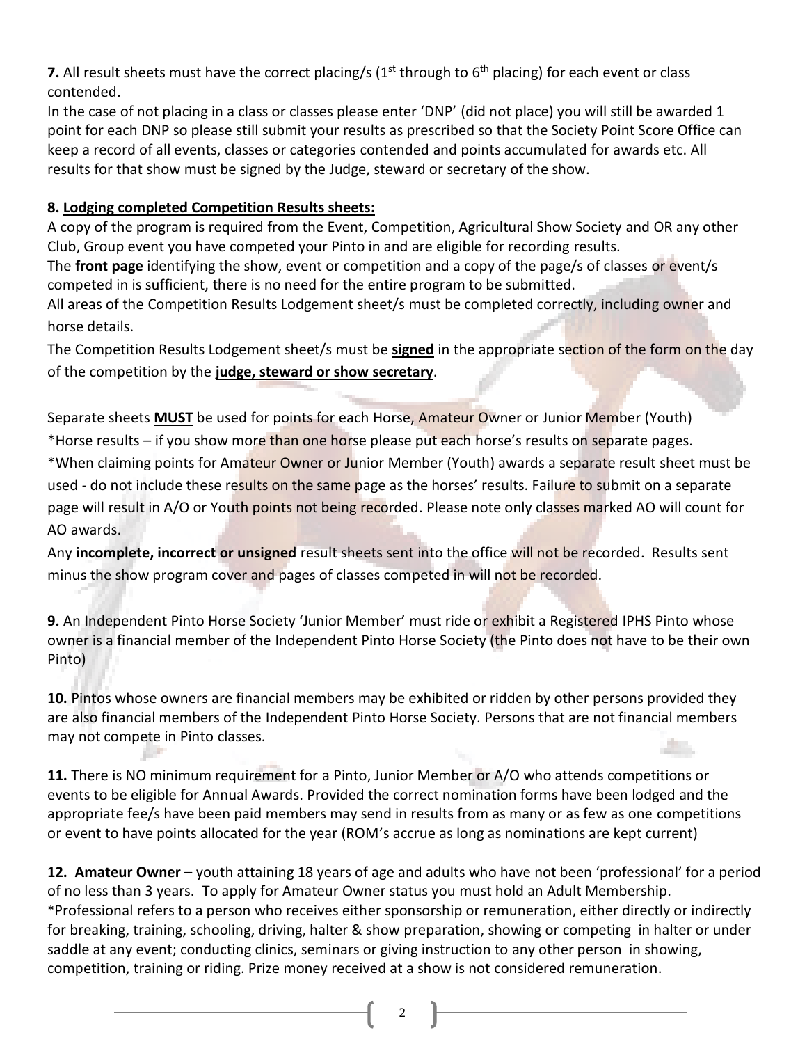**7.** All result sheets must have the correct placing/s (1st through to 6th placing) for each event or class contended.

In the case of not placing in a class or classes please enter 'DNP' (did not place) you will still be awarded 1 point for each DNP so please still submit your results as prescribed so that the Society Point Score Office can keep a record of all events, classes or categories contended and points accumulated for awards etc. All results for that show must be signed by the Judge, steward or secretary of the show.

**8. Lodging completed Competition Results sheets:**

A copy of the program is required from the Event, Competition, Agricultural Show Society and OR any other Club, Group event you have competed your Pinto in and are eligible for recording results.

The **front page** identifying the show, event or competition and a copy of the page/s of classes or event/s competed in is sufficient, there is no need for the entire program to be submitted.

All areas of the Competition Results Lodgement sheet/s must be completed correctly, including owner and horse details.

The Competition Results Lodgement sheet/s must be **signed** in the appropriate section of the form on the day of the competition by the **judge, steward or show secretary**.

Separate sheets **MUST** be used for points for each Horse, Amateur Owner or Junior Member (Youth)

*Horse results – if you show more than one horse please put each horse's results on separate pages.

*When claiming points for Amateur Owner or Junior Member (Youth) awards a separate result sheet must be used - do not include these results on the same page as the horses' results. Failure to submit on a separate page will result in A/O or Youth points not being recorded. Please note only classes marked AO will count for AO awards.

Any **incomplete, incorrect or unsigned** result sheets sent into the office will not be recorded. Results sent minus the show program cover and pages of classes competed in will not be recorded.

**9.** An Independent Pinto Horse Society 'Junior Member' must ride or exhibit a Registered IPHS Pinto whose owner is a financial member of the Independent Pinto Horse Society (the Pinto does not have to be their own Pinto)

**10.** Pintos whose owners are financial members may be exhibited or ridden by other persons provided they are also financial members of the Independent Pinto Horse Society. Persons that are not financial members may not compete in Pinto classes.

**11.** There is NO minimum requirement for a Pinto, Junior Member or A/O who attends competitions or events to be eligible for Annual Awards. Provided the correct nomination forms have been lodged and the appropriate fee/s have been paid members may send in results from as many or as few as one competitions or event to have points allocated for the year (ROM's accrue as long as nominations are kept current)

**12. Amateur Owner** – youth attaining 18 years of age and adults who have not been 'professional' for a period of no less than 3 years. To apply for Amateur Owner status you must hold an Adult Membership.

*Professional refers to a person who receives either sponsorship or remuneration, either directly or indirectly for breaking, training, schooling, driving, halter & show preparation, showing or competing in halter or under saddle at any event; conducting clinics, seminars or giving instruction to any other person in showing, competition, training or riding. Prize money received at a show is not considered remuneration.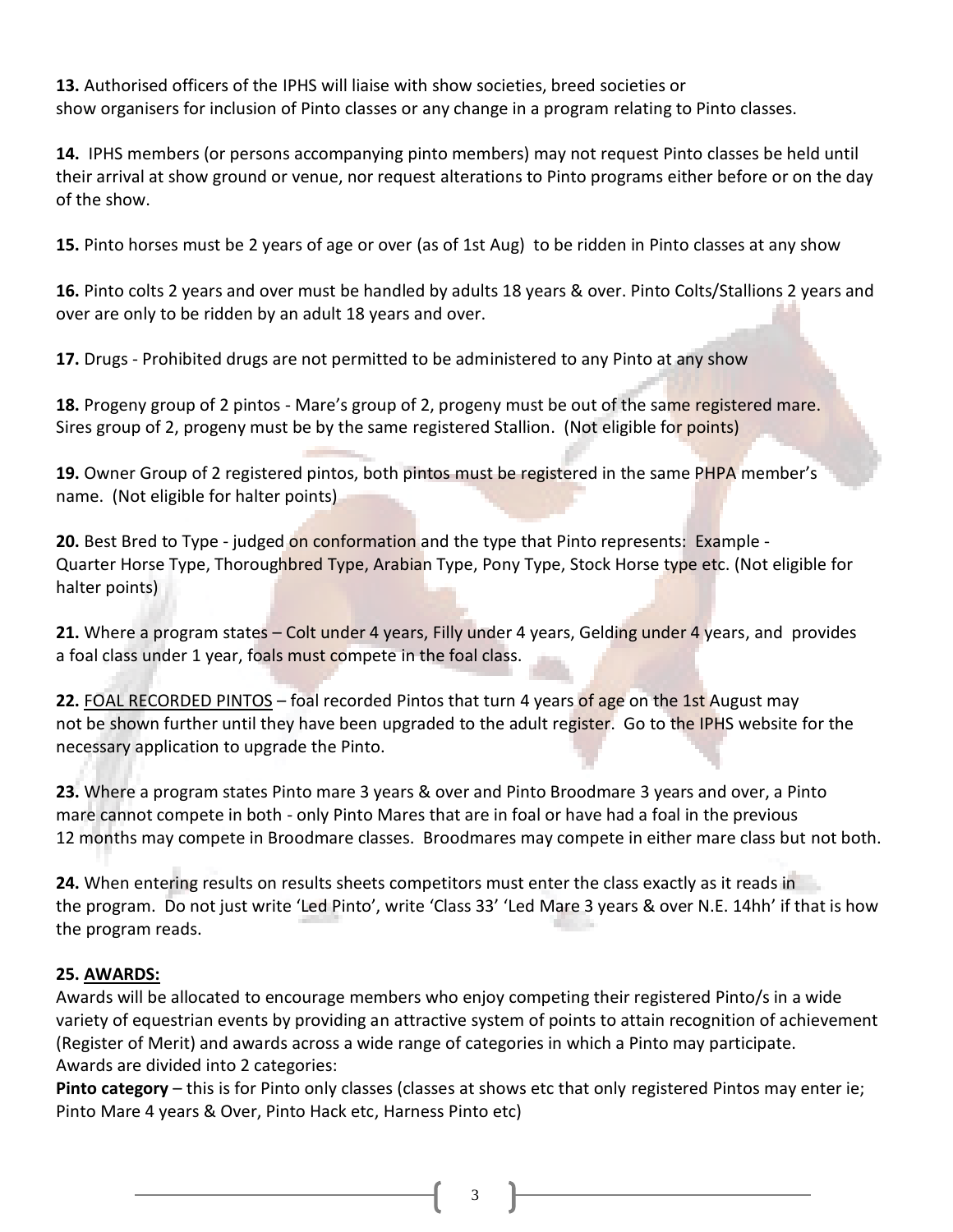**13.** Authorised officers of the IPHS will liaise with show societies, breed societies or show organisers for inclusion of Pinto classes or any change in a program relating to Pinto classes.

**14.** IPHS members (or persons accompanying pinto members) may not request Pinto classes be held until their arrival at show ground or venue, nor request alterations to Pinto programs either before or on the day of the show.

**15.** Pinto horses must be 2 years of age or over (as of 1st Aug) to be ridden in Pinto classes at any show

**16.** Pinto colts 2 years and over must be handled by adults 18 years & over. Pinto Colts/Stallions 2 years and over are only to be ridden by an adult 18 years and over.

**17.** Drugs - Prohibited drugs are not permitted to be administered to any Pinto at any show

**18.** Progeny group of 2 pintos - Mare's group of 2, progeny must be out of the same registered mare. Sires group of 2, progeny must be by the same registered Stallion. (Not eligible for points)

**19.** Owner Group of 2 registered pintos, both pintos must be registered in the same PHPA member's name. (Not eligible for halter points)

**20.** Best Bred to Type - judged on conformation and the type that Pinto represents: Example - Quarter Horse Type, Thoroughbred Type, Arabian Type, Pony Type, Stock Horse type etc. (Not eligible for halter points)

**21.** Where a program states – Colt under 4 years, Filly under 4 years, Gelding under 4 years, and provides a foal class under 1 year, foals must compete in the foal class.

**22.** FOAL RECORDED PINTOS – foal recorded Pintos that turn 4 years of age on the 1st August may not be shown further until they have been upgraded to the adult register. Go to the IPHS website for the necessary application to upgrade the Pinto.

**23.** Where a program states Pinto mare 3 years & over and Pinto Broodmare 3 years and over, a Pinto mare cannot compete in both - only Pinto Mares that are in foal or have had a foal in the previous 12 months may compete in Broodmare classes. Broodmares may compete in either mare class but not both.

**24.** When entering results on results sheets competitors must enter the class exactly as it reads in the program. Do not just write 'Led Pinto', write 'Class 33' 'Led Mare 3 years & over N.E. 14hh' if that is how the program reads.

**25. AWARDS:**

Awards will be allocated to encourage members who enjoy competing their registered Pinto/s in a wide variety of equestrian events by providing an attractive system of points to attain recognition of achievement (Register of Merit) and awards across a wide range of categories in which a Pinto may participate.
Awards are divided into 2 categories:

**Pinto category** – this is for Pinto only classes (classes at shows etc that only registered Pintos may enter ie; Pinto Mare 4 years & Over, Pinto Hack etc, Harness Pinto etc)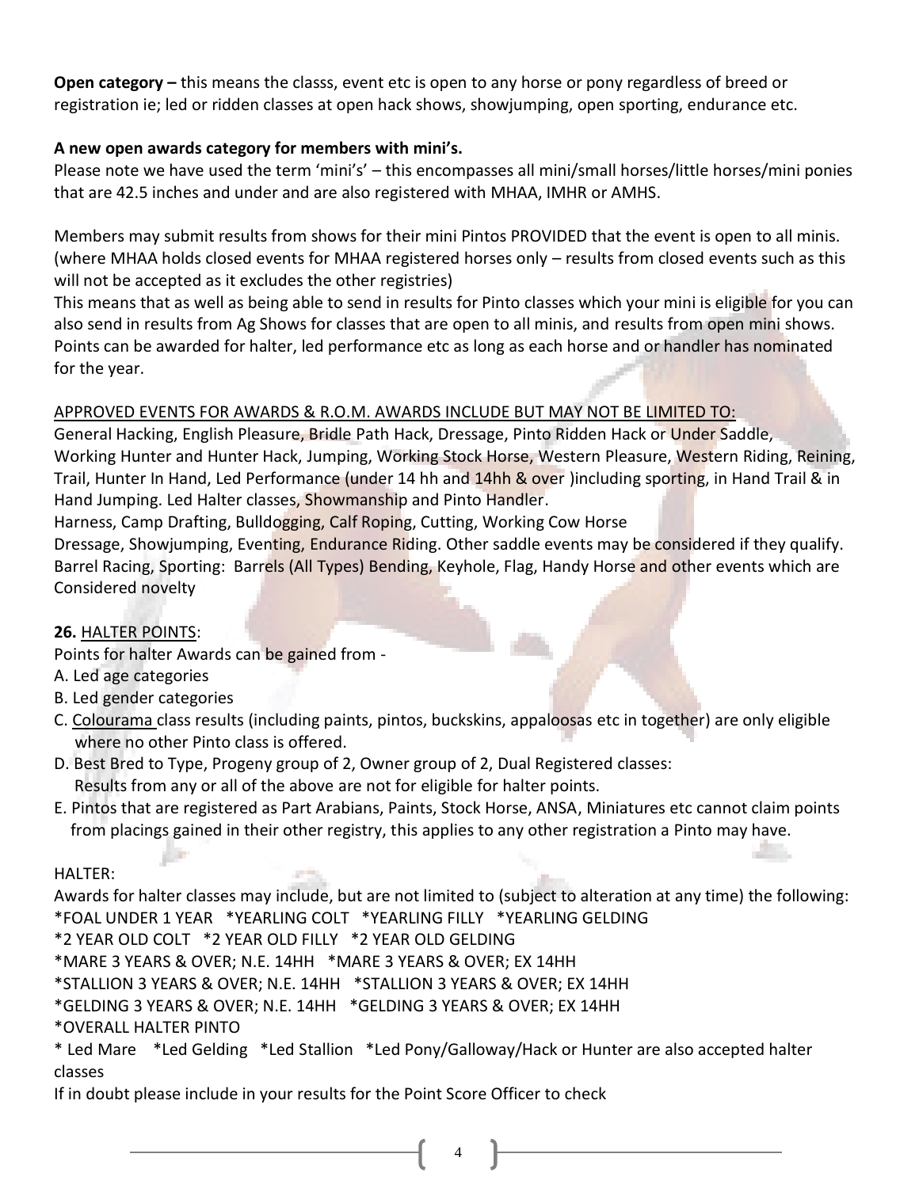**Open category –** this means the classs, event etc is open to any horse or pony regardless of breed or registration ie; led or ridden classes at open hack shows, showjumping, open sporting, endurance etc.

**A new open awards category for members with mini's.**

Please note we have used the term 'mini's' – this encompasses all mini/small horses/little horses/mini ponies that are 42.5 inches and under and are also registered with MHAA, IMHR or AMHS.

Members may submit results from shows for their mini Pintos PROVIDED that the event is open to all minis. (where MHAA holds closed events for MHAA registered horses only – results from closed events such as this will not be accepted as it excludes the other registries)

This means that as well as being able to send in results for Pinto classes which your mini is eligible for you can also send in results from Ag Shows for classes that are open to all minis, and results from open mini shows. Points can be awarded for halter, led performance etc as long as each horse and or handler has nominated for the year.

<u>APPROVED EVENTS FOR AWARDS & R.O.M. AWARDS INCLUDE BUT MAY NOT BE LIMITED TO:</u>

General Hacking, English Pleasure, Bridle Path Hack, Dressage, Pinto Ridden Hack or Under Saddle, Working Hunter and Hunter Hack, Jumping, Working Stock Horse, Western Pleasure, Western Riding, Reining, Trail, Hunter In Hand, Led Performance (under 14 hh and 14hh & over )including sporting, in Hand Trail & in Hand Jumping. Led Halter classes, Showmanship and Pinto Handler.

Harness, Camp Drafting, Bulldogging, Calf Roping, Cutting, Working Cow Horse

Dressage, Showjumping, Eventing, Endurance Riding. Other saddle events may be considered if they qualify. Barrel Racing, Sporting: Barrels (All Types) Bending, Keyhole, Flag, Handy Horse and other events which are Considered novelty

**26.** <u>HALTER POINTS</u>:

Points for halter Awards can be gained from -

A. Led age categories
B. Led gender categories
C. <u>Colourama</u> class results (including paints, pintos, buckskins, appaloosas etc in together) are only eligible where no other Pinto class is offered.
D. Best Bred to Type, Progeny group of 2, Owner group of 2, Dual Registered classes: Results from any or all of the above are not for eligible for halter points.
E. Pintos that are registered as Part Arabians, Paints, Stock Horse, ANSA, Miniatures etc cannot claim points from placings gained in their other registry, this applies to any other registration a Pinto may have.

HALTER:

Awards for halter classes may include, but are not limited to (subject to alteration at any time) the following:

*FOAL UNDER 1 YEAR *YEARLING COLT *YEARLING FILLY *YEARLING GELDING
*2 YEAR OLD COLT *2 YEAR OLD FILLY *2 YEAR OLD GELDING
*MARE 3 YEARS & OVER; N.E. 14HH *MARE 3 YEARS & OVER; EX 14HH
*STALLION 3 YEARS & OVER; N.E. 14HH *STALLION 3 YEARS & OVER; EX 14HH
*GELDING 3 YEARS & OVER; N.E. 14HH *GELDING 3 YEARS & OVER; EX 14HH
*OVERALL HALTER PINTO
* Led Mare *Led Gelding *Led Stallion *Led Pony/Galloway/Hack or Hunter are also accepted halter classes

If in doubt please include in your results for the Point Score Officer to check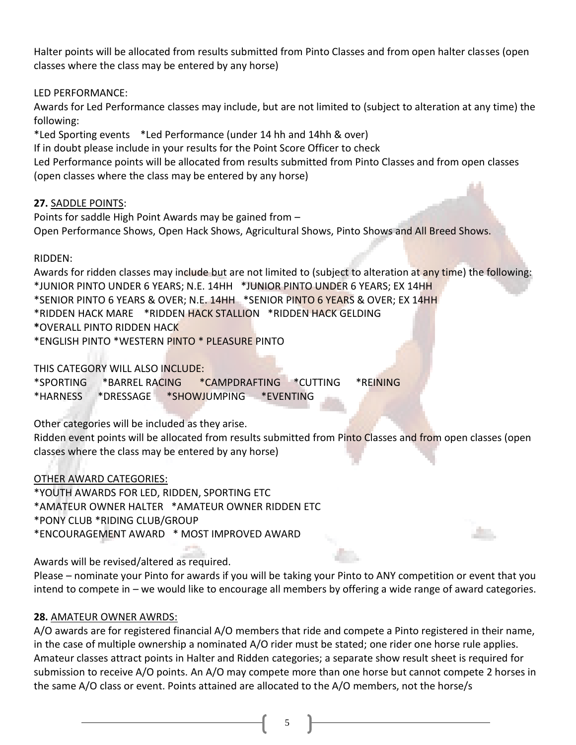Halter points will be allocated from results submitted from Pinto Classes and from open halter classes (open classes where the class may be entered by any horse)

LED PERFORMANCE:

Awards for Led Performance classes may include, but are not limited to (subject to alteration at any time) the following:

*Led Sporting events *Led Performance (under 14 hh and 14hh & over)

If in doubt please include in your results for the Point Score Officer to check

Led Performance points will be allocated from results submitted from Pinto Classes and from open classes (open classes where the class may be entered by any horse)

**27.** SADDLE POINTS:

Points for saddle High Point Awards may be gained from –

Open Performance Shows, Open Hack Shows, Agricultural Shows, Pinto Shows and All Breed Shows.

RIDDEN:

Awards for ridden classes may include but are not limited to (subject to alteration at any time) the following:

*JUNIOR PINTO UNDER 6 YEARS; N.E. 14HH *JUNIOR PINTO UNDER 6 YEARS; EX 14HH

*SENIOR PINTO 6 YEARS & OVER; N.E. 14HH *SENIOR PINTO 6 YEARS & OVER; EX 14HH

*RIDDEN HACK MARE *RIDDEN HACK STALLION *RIDDEN HACK GELDING

*OVERALL PINTO RIDDEN HACK

*ENGLISH PINTO *WESTERN PINTO * PLEASURE PINTO

THIS CATEGORY WILL ALSO INCLUDE:

*SPORTING *BARREL RACING *CAMPDRAFTING *CUTTING *REINING

*HARNESS *DRESSAGE *SHOWJUMPING *EVENTING

Other categories will be included as they arise.

Ridden event points will be allocated from results submitted from Pinto Classes and from open classes (open classes where the class may be entered by any horse)

OTHER AWARD CATEGORIES:

*YOUTH AWARDS FOR LED, RIDDEN, SPORTING ETC

*AMATEUR OWNER HALTER *AMATEUR OWNER RIDDEN ETC

*PONY CLUB *RIDING CLUB/GROUP

*ENCOURAGEMENT AWARD * MOST IMPROVED AWARD

Awards will be revised/altered as required.

Please – nominate your Pinto for awards if you will be taking your Pinto to ANY competition or event that you intend to compete in – we would like to encourage all members by offering a wide range of award categories.

**28.** AMATEUR OWNER AWRDS:

A/O awards are for registered financial A/O members that ride and compete a Pinto registered in their name, in the case of multiple ownership a nominated A/O rider must be stated; one rider one horse rule applies. Amateur classes attract points in Halter and Ridden categories; a separate show result sheet is required for submission to receive A/O points. An A/O may compete more than one horse but cannot compete 2 horses in the same A/O class or event. Points attained are allocated to the A/O members, not the horse/s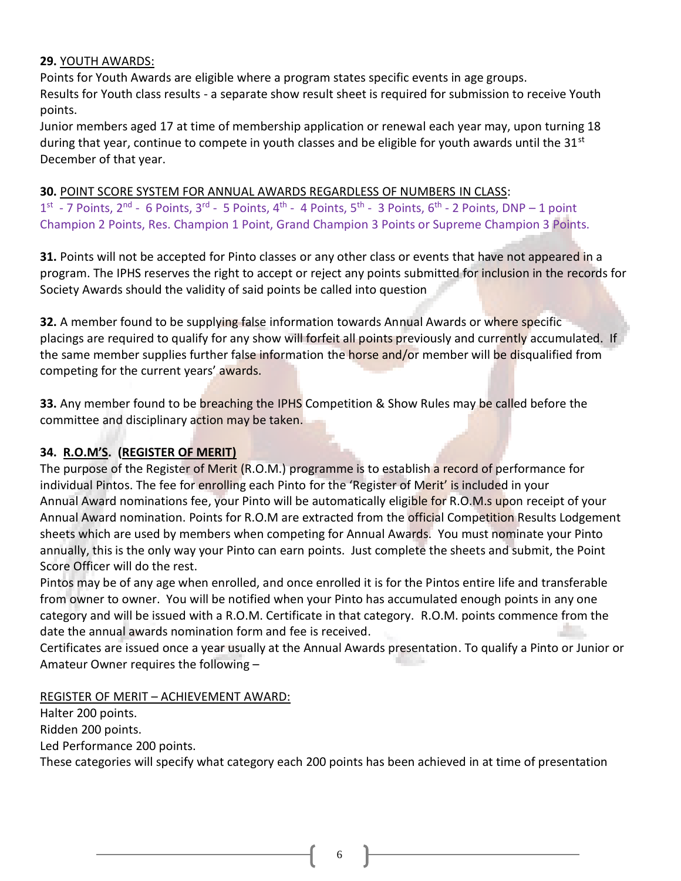**29.** YOUTH AWARDS:

Points for Youth Awards are eligible where a program states specific events in age groups.

Results for Youth class results - a separate show result sheet is required for submission to receive Youth points.

Junior members aged 17 at time of membership application or renewal each year may, upon turning 18 during that year, continue to compete in youth classes and be eligible for youth awards until the 31st December of that year.

**30.** POINT SCORE SYSTEM FOR ANNUAL AWARDS REGARDLESS OF NUMBERS IN CLASS:

1st - 7 Points, 2nd - 6 Points, 3rd - 5 Points, 4th - 4 Points, 5th - 3 Points, 6th - 2 Points, DNP – 1 point
Champion 2 Points, Res. Champion 1 Point, Grand Champion 3 Points or Supreme Champion 3 Points.

**31.** Points will not be accepted for Pinto classes or any other class or events that have not appeared in a program. The IPHS reserves the right to accept or reject any points submitted for inclusion in the records for Society Awards should the validity of said points be called into question

**32.** A member found to be supplying false information towards Annual Awards or where specific placings are required to qualify for any show will forfeit all points previously and currently accumulated. If the same member supplies further false information the horse and/or member will be disqualified from competing for the current years' awards.

**33.** Any member found to be breaching the IPHS Competition & Show Rules may be called before the committee and disciplinary action may be taken.

**34. R.O.M'S. (REGISTER OF MERIT)**

The purpose of the Register of Merit (R.O.M.) programme is to establish a record of performance for individual Pintos. The fee for enrolling each Pinto for the 'Register of Merit' is included in your Annual Award nominations fee, your Pinto will be automatically eligible for R.O.M.s upon receipt of your Annual Award nomination. Points for R.O.M are extracted from the official Competition Results Lodgement sheets which are used by members when competing for Annual Awards. You must nominate your Pinto annually, this is the only way your Pinto can earn points. Just complete the sheets and submit, the Point Score Officer will do the rest.

Pintos may be of any age when enrolled, and once enrolled it is for the Pintos entire life and transferable from owner to owner. You will be notified when your Pinto has accumulated enough points in any one category and will be issued with a R.O.M. Certificate in that category. R.O.M. points commence from the date the annual awards nomination form and fee is received.

Certificates are issued once a year usually at the Annual Awards presentation. To qualify a Pinto or Junior or Amateur Owner requires the following –

REGISTER OF MERIT – ACHIEVEMENT AWARD:

Halter 200 points.
Ridden 200 points.
Led Performance 200 points.
These categories will specify what category each 200 points has been achieved in at time of presentation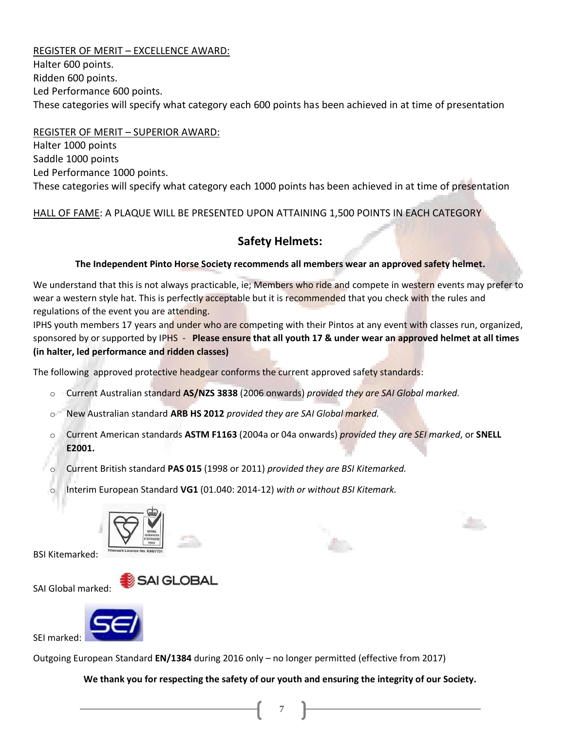<u>REGISTER OF MERIT – EXCELLENCE AWARD:</u>
Halter 600 points.
Ridden 600 points.
Led Performance 600 points.
These categories will specify what category each 600 points has been achieved in at time of presentation

<u>REGISTER OF MERIT – SUPERIOR AWARD:</u>
Halter 1000 points
Saddle 1000 points
Led Performance 1000 points.
These categories will specify what category each 1000 points has been achieved in at time of presentation

<u>HALL OF FAME</u>: A PLAQUE WILL BE PRESENTED UPON ATTAINING 1,500 POINTS IN EACH CATEGORY

## Safety Helmets:

**The Independent Pinto Horse Society recommends all members wear an approved safety helmet.**

We understand that this is not always practicable, ie; Members who ride and compete in western events may prefer to wear a western style hat. This is perfectly acceptable but it is recommended that you check with the rules and regulations of the event you are attending.
IPHS youth members 17 years and under who are competing with their Pintos at any event with classes run, organized, sponsored by or supported by IPHS - **Please ensure that all youth 17 & under wear an approved helmet at all times (in halter, led performance and ridden classes)**

The following approved protective headgear conforms the current approved safety standards:

- Current Australian standard **AS/NZS 3838** (2006 onwards) *provided they are SAI Global marked.*
- New Australian standard **ARB HS 2012** *provided they are SAI Global marked.*
- Current American standards **ASTM F1163** (2004a or 04a onwards) *provided they are SEI marked*, or **SNELL E2001.**
- Current British standard **PAS 015** (1998 or 2011) *provided they are BSI Kitemarked.*
- Interim European Standard **VG1** (01.040: 2014-12) *with or without BSI Kitemark.*

BSI Kitemarked:

SAI Global marked:

SEI marked:

Outgoing European Standard **EN/1384** during 2016 only – no longer permitted (effective from 2017)

**We thank you for respecting the safety of our youth and ensuring the integrity of our Society.**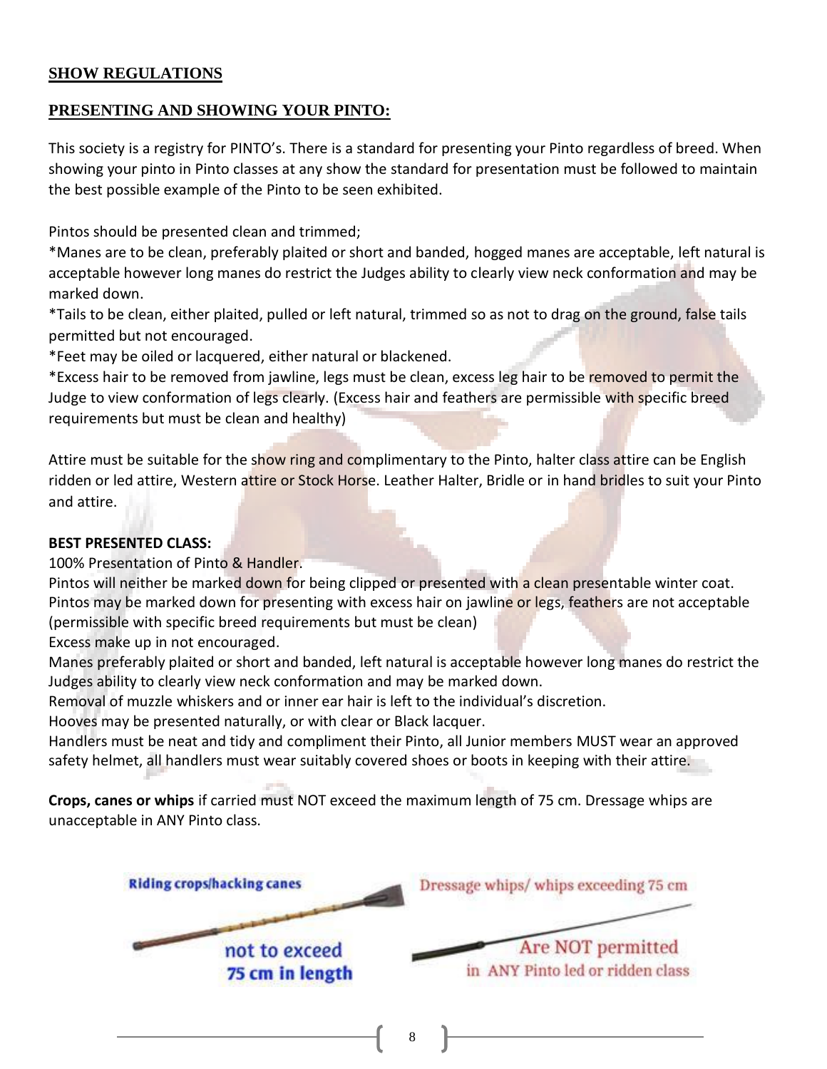## SHOW REGULATIONS

## PRESENTING AND SHOWING YOUR PINTO:

This society is a registry for PINTO's. There is a standard for presenting your Pinto regardless of breed. When showing your pinto in Pinto classes at any show the standard for presentation must be followed to maintain the best possible example of the Pinto to be seen exhibited.

Pintos should be presented clean and trimmed;

*Manes are to be clean, preferably plaited or short and banded, hogged manes are acceptable, left natural is acceptable however long manes do restrict the Judges ability to clearly view neck conformation and may be marked down.

*Tails to be clean, either plaited, pulled or left natural, trimmed so as not to drag on the ground, false tails permitted but not encouraged.

*Feet may be oiled or lacquered, either natural or blackened.

*Excess hair to be removed from jawline, legs must be clean, excess leg hair to be removed to permit the Judge to view conformation of legs clearly. (Excess hair and feathers are permissible with specific breed requirements but must be clean and healthy)

Attire must be suitable for the show ring and complimentary to the Pinto, halter class attire can be English ridden or led attire, Western attire or Stock Horse. Leather Halter, Bridle or in hand bridles to suit your Pinto and attire.

**BEST PRESENTED CLASS:**

100% Presentation of Pinto & Handler.

Pintos will neither be marked down for being clipped or presented with a clean presentable winter coat.

Pintos may be marked down for presenting with excess hair on jawline or legs, feathers are not acceptable (permissible with specific breed requirements but must be clean)

Excess make up in not encouraged.

Manes preferably plaited or short and banded, left natural is acceptable however long manes do restrict the Judges ability to clearly view neck conformation and may be marked down.

Removal of muzzle whiskers and or inner ear hair is left to the individual's discretion.

Hooves may be presented naturally, or with clear or Black lacquer.

Handlers must be neat and tidy and compliment their Pinto, all Junior members MUST wear an approved safety helmet, all handlers must wear suitably covered shoes or boots in keeping with their attire.

**Crops, canes or whips** if carried must NOT exceed the maximum length of 75 cm. Dressage whips are unacceptable in ANY Pinto class.

**Riding crops/hacking canes** not to exceed **75 cm in length**

Dressage whips/ whips exceeding 75 cm Are NOT permitted in ANY Pinto led or ridden class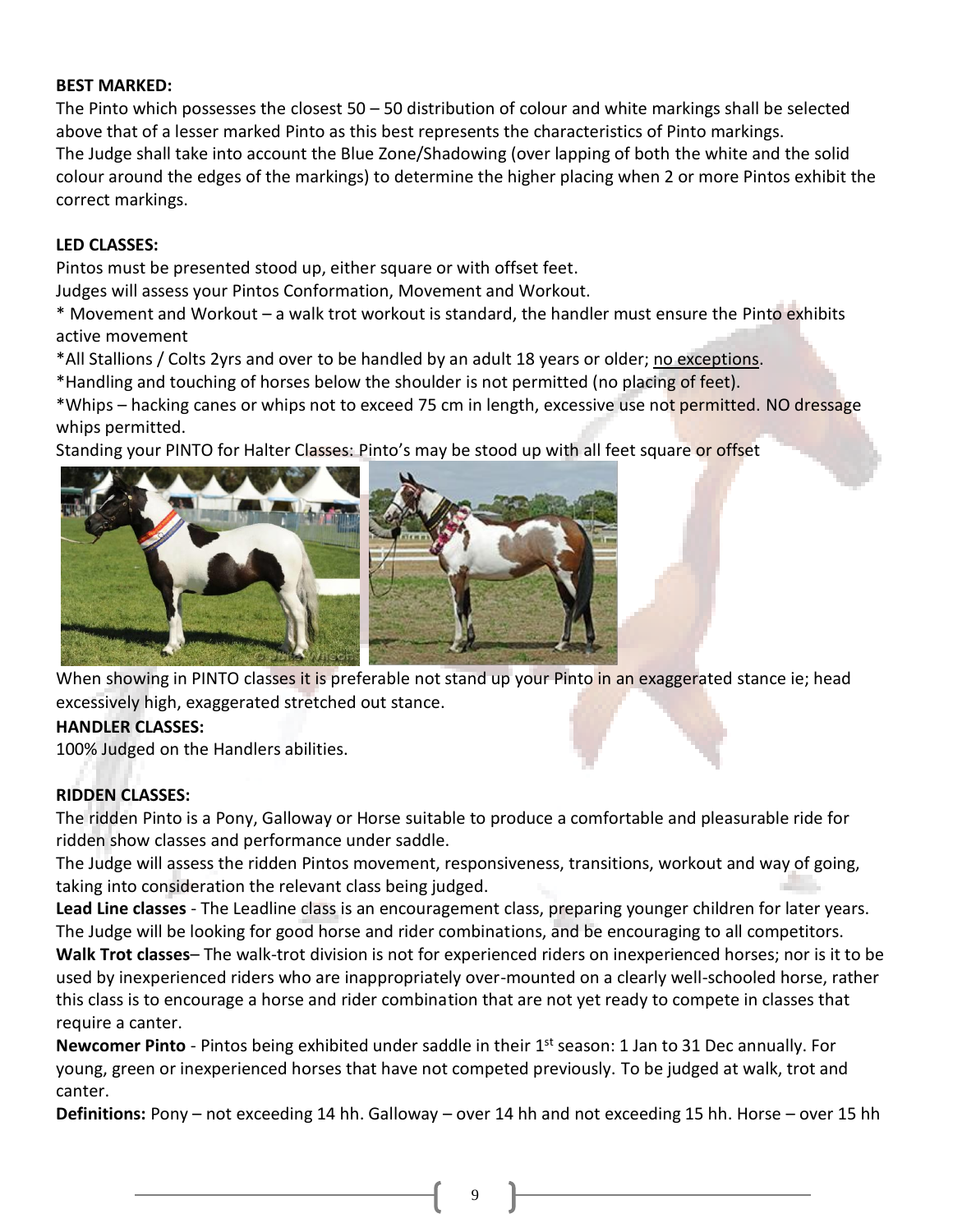**BEST MARKED:**

The Pinto which possesses the closest 50 – 50 distribution of colour and white markings shall be selected above that of a lesser marked Pinto as this best represents the characteristics of Pinto markings.
The Judge shall take into account the Blue Zone/Shadowing (over lapping of both the white and the solid colour around the edges of the markings) to determine the higher placing when 2 or more Pintos exhibit the correct markings.

**LED CLASSES:**

Pintos must be presented stood up, either square or with offset feet.
Judges will assess your Pintos Conformation, Movement and Workout.
* Movement and Workout – a walk trot workout is standard, the handler must ensure the Pinto exhibits active movement
*All Stallions / Colts 2yrs and over to be handled by an adult 18 years or older; no exceptions.
*Handling and touching of horses below the shoulder is not permitted (no placing of feet).
*Whips – hacking canes or whips not to exceed 75 cm in length, excessive use not permitted. NO dressage whips permitted.
Standing your PINTO for Halter Classes: Pinto's may be stood up with all feet square or offset

When showing in PINTO classes it is preferable not stand up your Pinto in an exaggerated stance ie; head excessively high, exaggerated stretched out stance.

**HANDLER CLASSES:**

100% Judged on the Handlers abilities.

**RIDDEN CLASSES:**

The ridden Pinto is a Pony, Galloway or Horse suitable to produce a comfortable and pleasurable ride for ridden show classes and performance under saddle.
The Judge will assess the ridden Pintos movement, responsiveness, transitions, workout and way of going, taking into consideration the relevant class being judged.

**Lead Line classes** - The Leadline class is an encouragement class, preparing younger children for later years. The Judge will be looking for good horse and rider combinations, and be encouraging to all competitors.

**Walk Trot classes**– The walk-trot division is not for experienced riders on inexperienced horses; nor is it to be used by inexperienced riders who are inappropriately over-mounted on a clearly well-schooled horse, rather this class is to encourage a horse and rider combination that are not yet ready to compete in classes that require a canter.

**Newcomer Pinto** - Pintos being exhibited under saddle in their 1st season: 1 Jan to 31 Dec annually. For young, green or inexperienced horses that have not competed previously. To be judged at walk, trot and canter.

**Definitions:** Pony – not exceeding 14 hh. Galloway – over 14 hh and not exceeding 15 hh. Horse – over 15 hh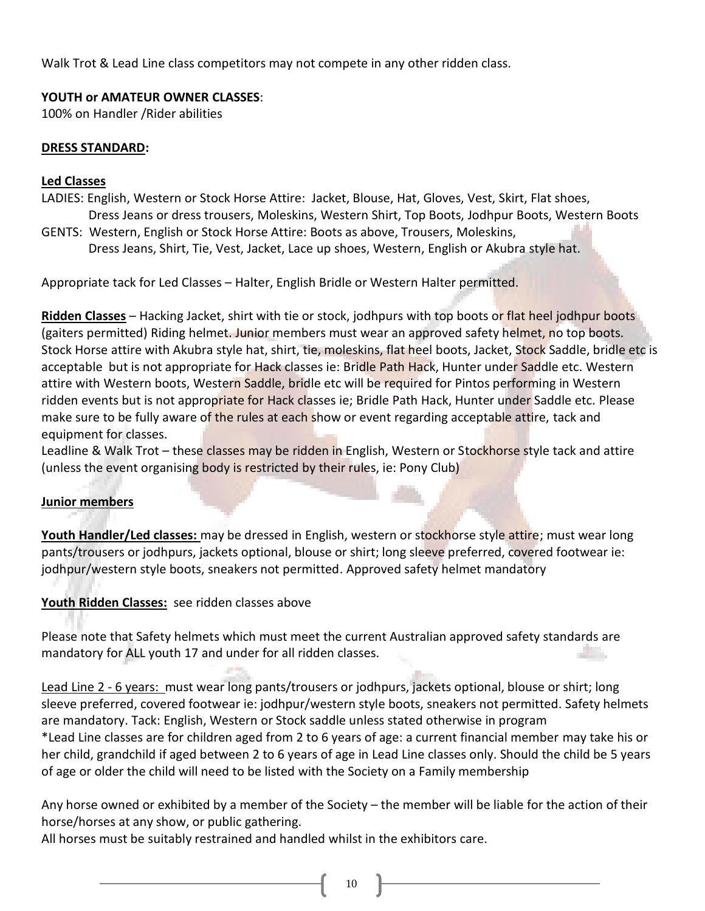Walk Trot & Lead Line class competitors may not compete in any other ridden class.

**YOUTH or AMATEUR OWNER CLASSES**:
100% on Handler /Rider abilities

**DRESS STANDARD:**

**Led Classes**

LADIES: English, Western or Stock Horse Attire: Jacket, Blouse, Hat, Gloves, Vest, Skirt, Flat shoes, Dress Jeans or dress trousers, Moleskins, Western Shirt, Top Boots, Jodhpur Boots, Western Boots

GENTS: Western, English or Stock Horse Attire: Boots as above, Trousers, Moleskins, Dress Jeans, Shirt, Tie, Vest, Jacket, Lace up shoes, Western, English or Akubra style hat.

Appropriate tack for Led Classes – Halter, English Bridle or Western Halter permitted.

**Ridden Classes** – Hacking Jacket, shirt with tie or stock, jodhpurs with top boots or flat heel jodhpur boots (gaiters permitted) Riding helmet. Junior members must wear an approved safety helmet, no top boots. Stock Horse attire with Akubra style hat, shirt, tie, moleskins, flat heel boots, Jacket, Stock Saddle, bridle etc is acceptable but is not appropriate for Hack classes ie: Bridle Path Hack, Hunter under Saddle etc. Western attire with Western boots, Western Saddle, bridle etc will be required for Pintos performing in Western ridden events but is not appropriate for Hack classes ie; Bridle Path Hack, Hunter under Saddle etc. Please make sure to be fully aware of the rules at each show or event regarding acceptable attire, tack and equipment for classes.

Leadline & Walk Trot – these classes may be ridden in English, Western or Stockhorse style tack and attire (unless the event organising body is restricted by their rules, ie: Pony Club)

**Junior members**

**Youth Handler/Led classes:** may be dressed in English, western or stockhorse style attire; must wear long pants/trousers or jodhpurs, jackets optional, blouse or shirt; long sleeve preferred, covered footwear ie: jodhpur/western style boots, sneakers not permitted. Approved safety helmet mandatory

**Youth Ridden Classes:** see ridden classes above

Please note that Safety helmets which must meet the current Australian approved safety standards are mandatory for ALL youth 17 and under for all ridden classes.

Lead Line 2 - 6 years: must wear long pants/trousers or jodhpurs, jackets optional, blouse or shirt; long sleeve preferred, covered footwear ie: jodhpur/western style boots, sneakers not permitted. Safety helmets are mandatory. Tack: English, Western or Stock saddle unless stated otherwise in program

*Lead Line classes are for children aged from 2 to 6 years of age: a current financial member may take his or her child, grandchild if aged between 2 to 6 years of age in Lead Line classes only. Should the child be 5 years of age or older the child will need to be listed with the Society on a Family membership

Any horse owned or exhibited by a member of the Society – the member will be liable for the action of their horse/horses at any show, or public gathering.

All horses must be suitably restrained and handled whilst in the exhibitors care.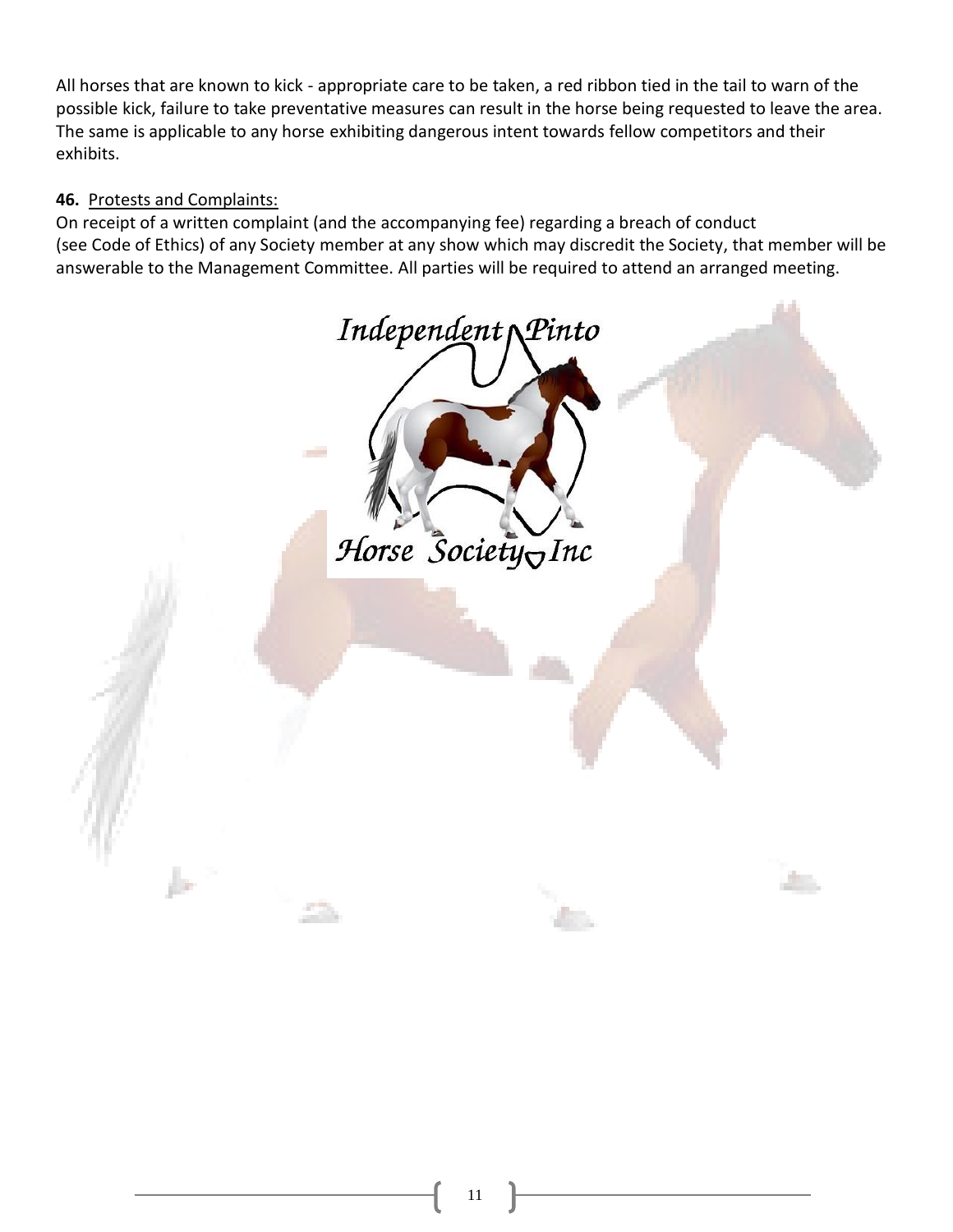All horses that are known to kick - appropriate care to be taken, a red ribbon tied in the tail to warn of the possible kick, failure to take preventative measures can result in the horse being requested to leave the area. The same is applicable to any horse exhibiting dangerous intent towards fellow competitors and their exhibits.

**46.** Protests and Complaints:

On receipt of a written complaint (and the accompanying fee) regarding a breach of conduct (see Code of Ethics) of any Society member at any show which may discredit the Society, that member will be answerable to the Management Committee. All parties will be required to attend an arranged meeting.